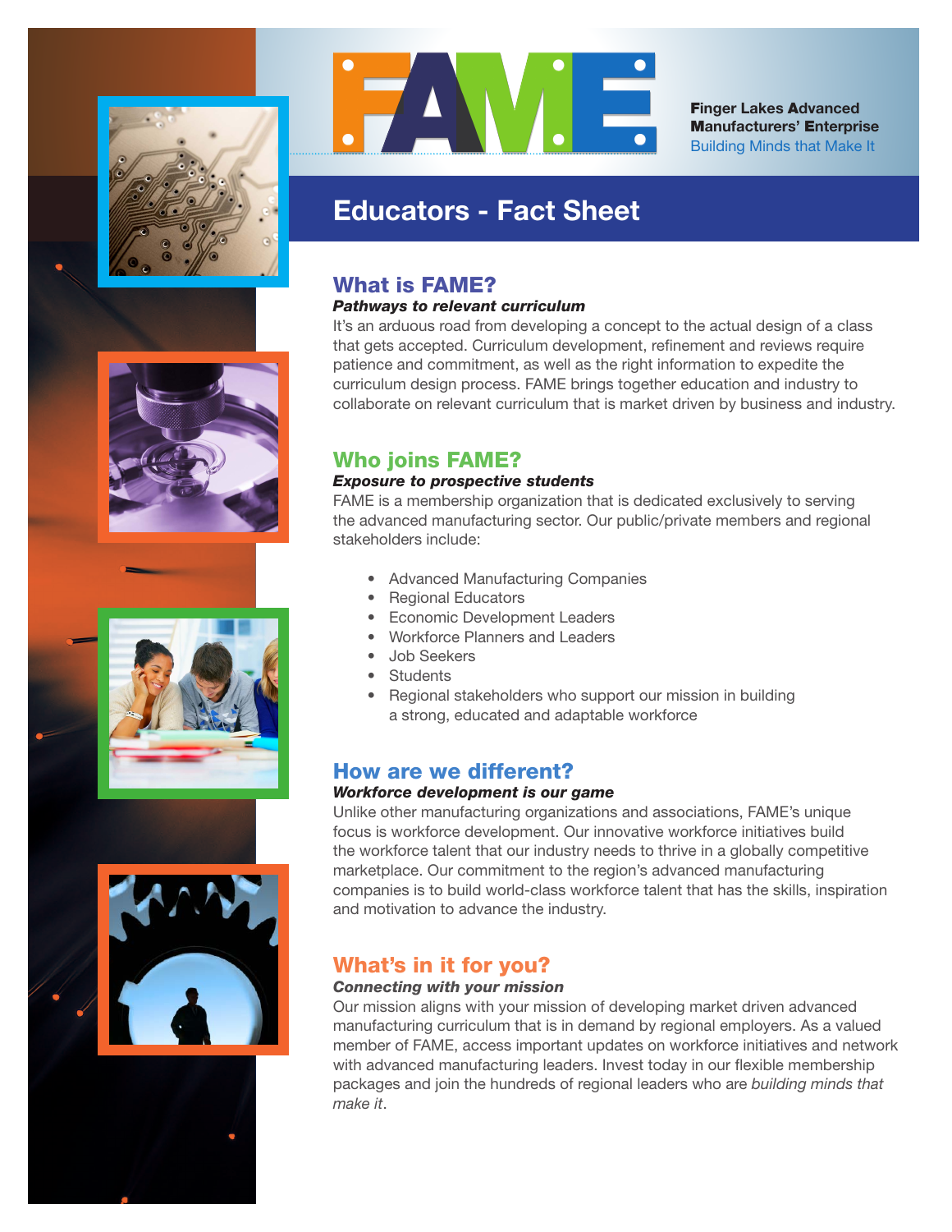# FAME

**Finger Lakes Advanced Manufacturers' Enterprise**
Building Minds that Make It

# Educators - Fact Sheet

## What is FAME?

***Pathways to relevant curriculum***

It's an arduous road from developing a concept to the actual design of a class that gets accepted. Curriculum development, refinement and reviews require patience and commitment, as well as the right information to expedite the curriculum design process. FAME brings together education and industry to collaborate on relevant curriculum that is market driven by business and industry.

## Who joins FAME?

***Exposure to prospective students***

FAME is a membership organization that is dedicated exclusively to serving the advanced manufacturing sector. Our public/private members and regional stakeholders include:

- Advanced Manufacturing Companies
- Regional Educators
- Economic Development Leaders
- Workforce Planners and Leaders
- Job Seekers
- Students
- Regional stakeholders who support our mission in building a strong, educated and adaptable workforce

## How are we different?

***Workforce development is our game***

Unlike other manufacturing organizations and associations, FAME's unique focus is workforce development. Our innovative workforce initiatives build the workforce talent that our industry needs to thrive in a globally competitive marketplace. Our commitment to the region's advanced manufacturing companies is to build world-class workforce talent that has the skills, inspiration and motivation to advance the industry.

## What's in it for you?

***Connecting with your mission***

Our mission aligns with your mission of developing market driven advanced manufacturing curriculum that is in demand by regional employers. As a valued member of FAME, access important updates on workforce initiatives and network with advanced manufacturing leaders. Invest today in our flexible membership packages and join the hundreds of regional leaders who are *building minds that make it*.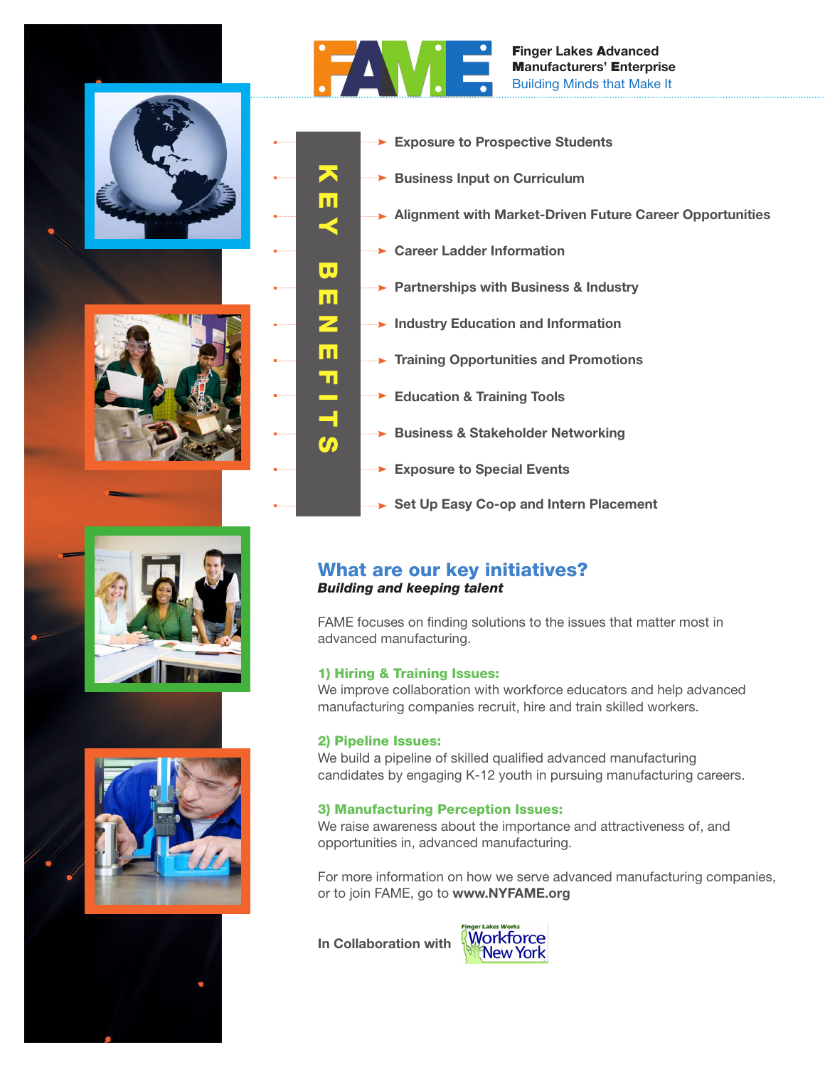# FAME

**Finger Lakes Advanced Manufacturers' Enterprise**
Building Minds that Make It

## KEY BENEFITS

- Exposure to Prospective Students
- Business Input on Curriculum
- Alignment with Market-Driven Future Career Opportunities
- Career Ladder Information
- Partnerships with Business & Industry
- Industry Education and Information
- Training Opportunities and Promotions
- Education & Training Tools
- Business & Stakeholder Networking
- Exposure to Special Events
- Set Up Easy Co-op and Intern Placement

## What are our key initiatives?

***Building and keeping talent***

FAME focuses on finding solutions to the issues that matter most in advanced manufacturing.

**1) Hiring & Training Issues:**
We improve collaboration with workforce educators and help advanced manufacturing companies recruit, hire and train skilled workers.

**2) Pipeline Issues:**
We build a pipeline of skilled qualified advanced manufacturing candidates by engaging K-12 youth in pursuing manufacturing careers.

**3) Manufacturing Perception Issues:**
We raise awareness about the importance and attractiveness of, and opportunities in, advanced manufacturing.

For more information on how we serve advanced manufacturing companies, or to join FAME, go to **www.NYFAME.org**

**In Collaboration with** Finger Lakes Works Workforce New York